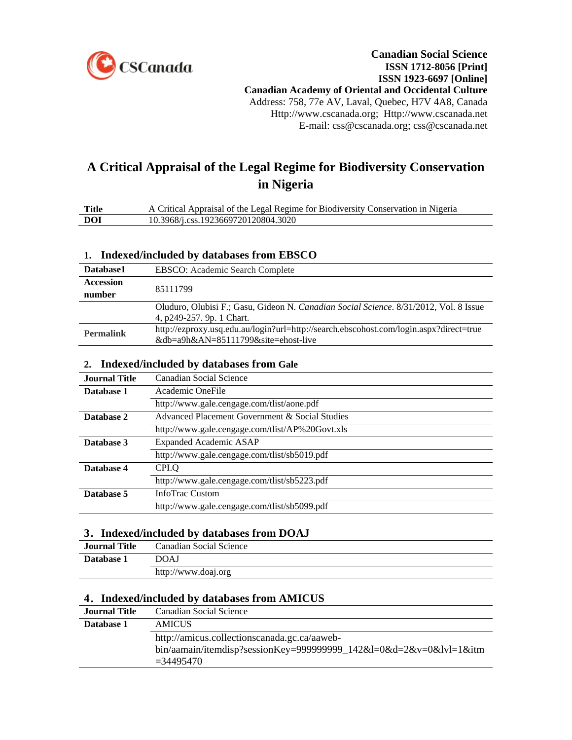CSCanada

**Canadian Social Science**
**ISSN 1712-8056 [Print]**
**ISSN 1923-6697 [Online]**
**Canadian Academy of Oriental and Occidental Culture**
Address: 758, 77e AV, Laval, Quebec, H7V 4A8, Canada
Http://www.cscanada.org; Http://www.cscanada.net
E-mail: css@cscanada.org; css@cscanada.net

# A Critical Appraisal of the Legal Regime for Biodiversity Conservation in Nigeria

| | |
|---|---|
| **Title** | A Critical Appraisal of the Legal Regime for Biodiversity Conservation in Nigeria |
| **DOI** | 10.3968/j.css.1923669720120804.3020 |

## 1. Indexed/included by databases from EBSCO

| | |
|---|---|
| **Database1** | EBSCO: Academic Search Complete |
| **Accession number** | 85111799 |
| | Oluduro, Olubisi F.; Gasu, Gideon N. *Canadian Social Science*. 8/31/2012, Vol. 8 Issue 4, p249-257. 9p. 1 Chart. |
| **Permalink** | http://ezproxy.usq.edu.au/login?url=http://search.ebscohost.com/login.aspx?direct=true&db=a9h&AN=85111799&site=ehost-live |

## 2. Indexed/included by databases from Gale

| | |
|---|---|
| **Journal Title** | Canadian Social Science |
| **Database 1** | Academic OneFile |
| | http://www.gale.cengage.com/tlist/aone.pdf |
| **Database 2** | Advanced Placement Government & Social Studies |
| | http://www.gale.cengage.com/tlist/AP%20Govt.xls |
| **Database 3** | Expanded Academic ASAP |
| | http://www.gale.cengage.com/tlist/sb5019.pdf |
| **Database 4** | CPI.Q |
| | http://www.gale.cengage.com/tlist/sb5223.pdf |
| **Database 5** | InfoTrac Custom |
| | http://www.gale.cengage.com/tlist/sb5099.pdf |

## 3. Indexed/included by databases from DOAJ

| | |
|---|---|
| **Journal Title** | Canadian Social Science |
| **Database 1** | DOAJ |
| | http://www.doaj.org |

## 4. Indexed/included by databases from AMICUS

| | |
|---|---|
| **Journal Title** | Canadian Social Science |
| **Database 1** | AMICUS |
| | http://amicus.collectionscanada.gc.ca/aaweb-bin/aamain/itemdisp?sessionKey=999999999_142&l=0&d=2&v=0&lvl=1&itm=34495470 |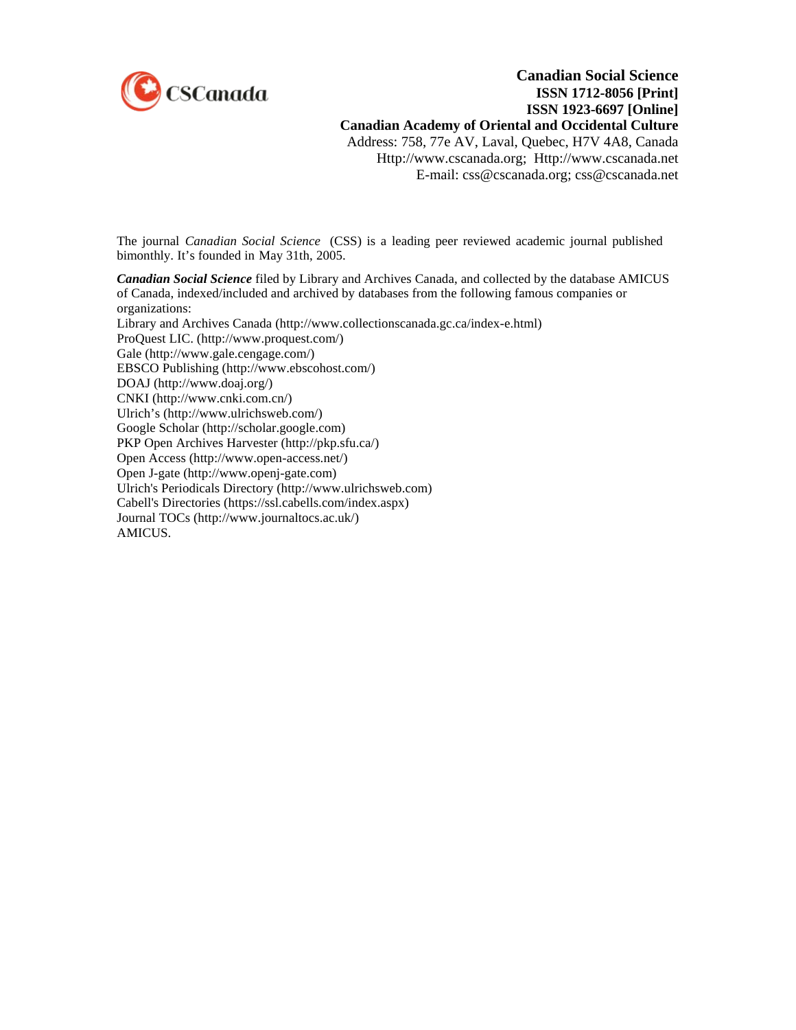**Canadian Social Science**
**ISSN 1712-8056 [Print]**
**ISSN 1923-6697 [Online]**
**Canadian Academy of Oriental and Occidental Culture**
Address: 758, 77e AV, Laval, Quebec, H7V 4A8, Canada
Http://www.cscanada.org; Http://www.cscanada.net
E-mail: css@cscanada.org; css@cscanada.net

The journal *Canadian Social Science* (CSS) is a leading peer reviewed academic journal published bimonthly. It's founded in May 31th, 2005.

***Canadian Social Science*** filed by Library and Archives Canada, and collected by the database AMICUS of Canada, indexed/included and archived by databases from the following famous companies or organizations:

Library and Archives Canada (http://www.collectionscanada.gc.ca/index-e.html)
ProQuest LIC. (http://www.proquest.com/)
Gale (http://www.gale.cengage.com/)
EBSCO Publishing (http://www.ebscohost.com/)
DOAJ (http://www.doaj.org/)
CNKI (http://www.cnki.com.cn/)
Ulrich's (http://www.ulrichsweb.com/)
Google Scholar (http://scholar.google.com)
PKP Open Archives Harvester (http://pkp.sfu.ca/)
Open Access (http://www.open-access.net/)
Open J-gate (http://www.openj-gate.com)
Ulrich's Periodicals Directory (http://www.ulrichsweb.com)
Cabell's Directories (https://ssl.cabells.com/index.aspx)
Journal TOCs (http://www.journaltocs.ac.uk/)
AMICUS.